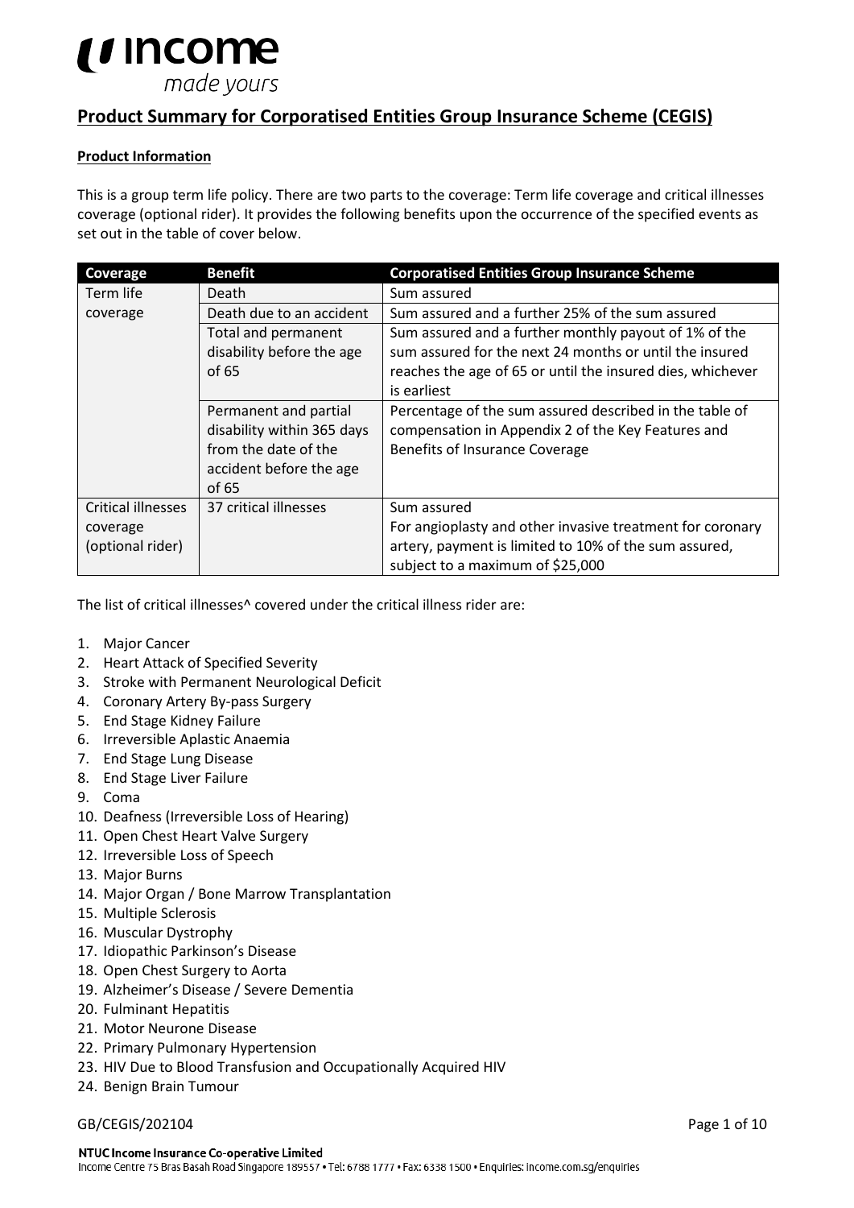# Product Summary for Corporatised Entities Group Insurance Scheme (CEGIS)

## Product Information

This is a group term life policy. There are two parts to the coverage: Term life coverage and critical illnesses coverage (optional rider). It provides the following benefits upon the occurrence of the specified events as set out in the table of cover below.

| Coverage | Benefit | Corporatised Entities Group Insurance Scheme |
|---|---|---|
| Term life coverage | Death | Sum assured |
| | Death due to an accident | Sum assured and a further 25% of the sum assured |
| | Total and permanent disability before the age of 65 | Sum assured and a further monthly payout of 1% of the sum assured for the next 24 months or until the insured reaches the age of 65 or until the insured dies, whichever is earliest |
| | Permanent and partial disability within 365 days from the date of the accident before the age of 65 | Percentage of the sum assured described in the table of compensation in Appendix 2 of the Key Features and Benefits of Insurance Coverage |
| Critical illnesses coverage (optional rider) | 37 critical illnesses | Sum assured<br>For angioplasty and other invasive treatment for coronary artery, payment is limited to 10% of the sum assured, subject to a maximum of $25,000 |

The list of critical illnesses^ covered under the critical illness rider are:

1. Major Cancer
2. Heart Attack of Specified Severity
3. Stroke with Permanent Neurological Deficit
4. Coronary Artery By-pass Surgery
5. End Stage Kidney Failure
6. Irreversible Aplastic Anaemia
7. End Stage Lung Disease
8. End Stage Liver Failure
9. Coma
10. Deafness (Irreversible Loss of Hearing)
11. Open Chest Heart Valve Surgery
12. Irreversible Loss of Speech
13. Major Burns
14. Major Organ / Bone Marrow Transplantation
15. Multiple Sclerosis
16. Muscular Dystrophy
17. Idiopathic Parkinson's Disease
18. Open Chest Surgery to Aorta
19. Alzheimer's Disease / Severe Dementia
20. Fulminant Hepatitis
21. Motor Neurone Disease
22. Primary Pulmonary Hypertension
23. HIV Due to Blood Transfusion and Occupationally Acquired HIV
24. Benign Brain Tumour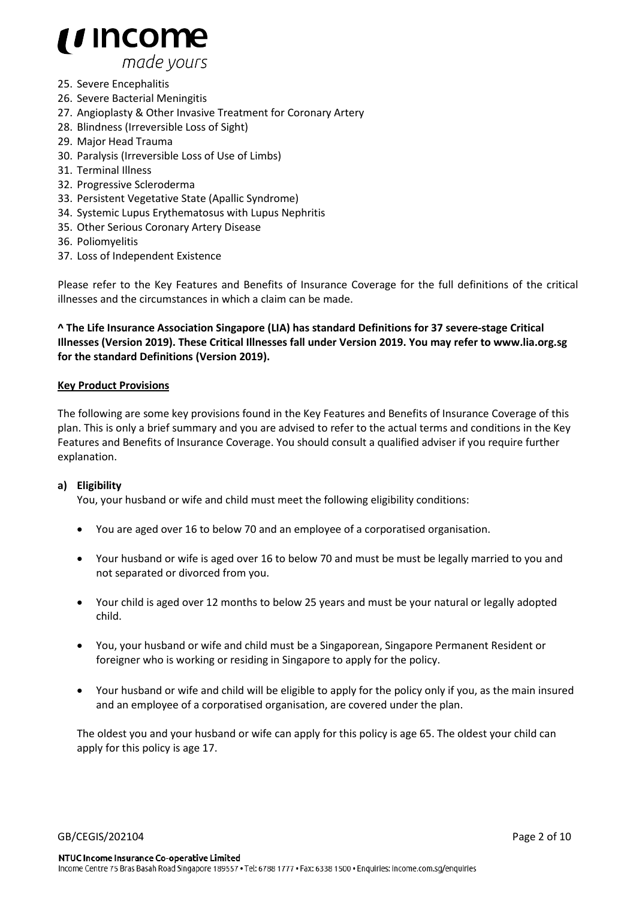25. Severe Encephalitis
26. Severe Bacterial Meningitis
27. Angioplasty & Other Invasive Treatment for Coronary Artery
28. Blindness (Irreversible Loss of Sight)
29. Major Head Trauma
30. Paralysis (Irreversible Loss of Use of Limbs)
31. Terminal Illness
32. Progressive Scleroderma
33. Persistent Vegetative State (Apallic Syndrome)
34. Systemic Lupus Erythematosus with Lupus Nephritis
35. Other Serious Coronary Artery Disease
36. Poliomyelitis
37. Loss of Independent Existence

Please refer to the Key Features and Benefits of Insurance Coverage for the full definitions of the critical illnesses and the circumstances in which a claim can be made.

**^ The Life Insurance Association Singapore (LIA) has standard Definitions for 37 severe-stage Critical Illnesses (Version 2019). These Critical Illnesses fall under Version 2019. You may refer to www.lia.org.sg for the standard Definitions (Version 2019).**

## Key Product Provisions

The following are some key provisions found in the Key Features and Benefits of Insurance Coverage of this plan. This is only a brief summary and you are advised to refer to the actual terms and conditions in the Key Features and Benefits of Insurance Coverage. You should consult a qualified adviser if you require further explanation.

### a) Eligibility

You, your husband or wife and child must meet the following eligibility conditions:

- You are aged over 16 to below 70 and an employee of a corporatised organisation.
- Your husband or wife is aged over 16 to below 70 and must be must be legally married to you and not separated or divorced from you.
- Your child is aged over 12 months to below 25 years and must be your natural or legally adopted child.
- You, your husband or wife and child must be a Singaporean, Singapore Permanent Resident or foreigner who is working or residing in Singapore to apply for the policy.
- Your husband or wife and child will be eligible to apply for the policy only if you, as the main insured and an employee of a corporatised organisation, are covered under the plan.

The oldest you and your husband or wife can apply for this policy is age 65. The oldest your child can apply for this policy is age 17.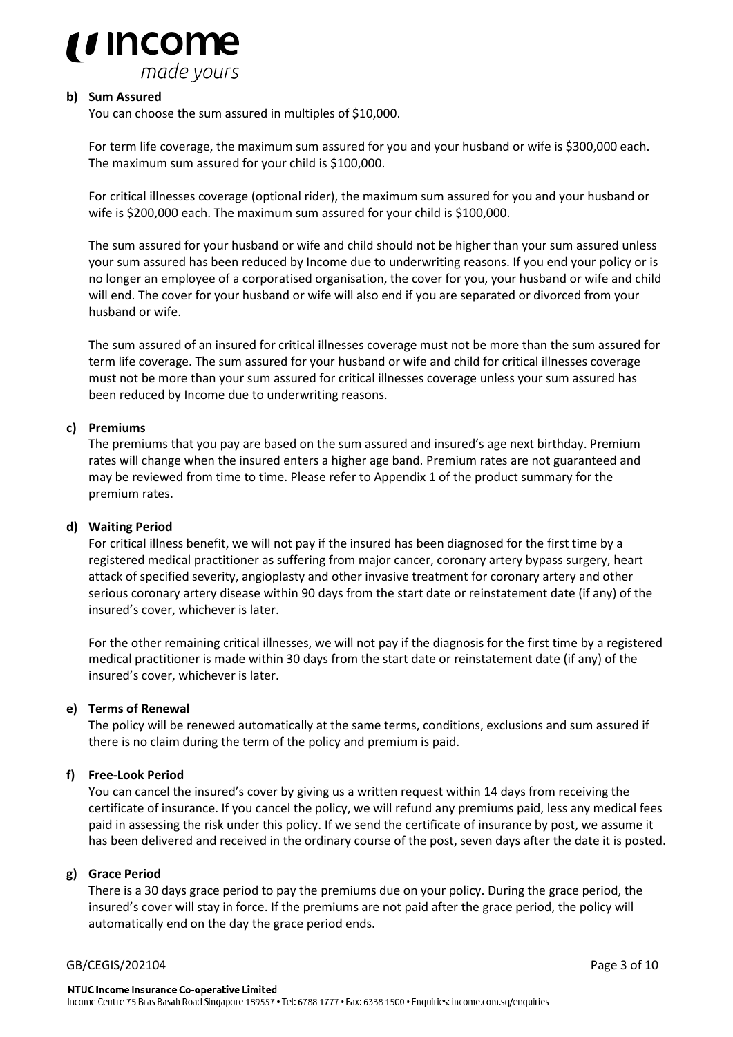**b) Sum Assured**

You can choose the sum assured in multiples of $10,000.

For term life coverage, the maximum sum assured for you and your husband or wife is $300,000 each. The maximum sum assured for your child is $100,000.

For critical illnesses coverage (optional rider), the maximum sum assured for you and your husband or wife is $200,000 each. The maximum sum assured for your child is $100,000.

The sum assured for your husband or wife and child should not be higher than your sum assured unless your sum assured has been reduced by Income due to underwriting reasons. If you end your policy or is no longer an employee of a corporatised organisation, the cover for you, your husband or wife and child will end. The cover for your husband or wife will also end if you are separated or divorced from your husband or wife.

The sum assured of an insured for critical illnesses coverage must not be more than the sum assured for term life coverage. The sum assured for your husband or wife and child for critical illnesses coverage must not be more than your sum assured for critical illnesses coverage unless your sum assured has been reduced by Income due to underwriting reasons.

**c) Premiums**

The premiums that you pay are based on the sum assured and insured's age next birthday. Premium rates will change when the insured enters a higher age band. Premium rates are not guaranteed and may be reviewed from time to time. Please refer to Appendix 1 of the product summary for the premium rates.

**d) Waiting Period**

For critical illness benefit, we will not pay if the insured has been diagnosed for the first time by a registered medical practitioner as suffering from major cancer, coronary artery bypass surgery, heart attack of specified severity, angioplasty and other invasive treatment for coronary artery and other serious coronary artery disease within 90 days from the start date or reinstatement date (if any) of the insured's cover, whichever is later.

For the other remaining critical illnesses, we will not pay if the diagnosis for the first time by a registered medical practitioner is made within 30 days from the start date or reinstatement date (if any) of the insured's cover, whichever is later.

**e) Terms of Renewal**

The policy will be renewed automatically at the same terms, conditions, exclusions and sum assured if there is no claim during the term of the policy and premium is paid.

**f) Free-Look Period**

You can cancel the insured's cover by giving us a written request within 14 days from receiving the certificate of insurance. If you cancel the policy, we will refund any premiums paid, less any medical fees paid in assessing the risk under this policy. If we send the certificate of insurance by post, we assume it has been delivered and received in the ordinary course of the post, seven days after the date it is posted.

**g) Grace Period**

There is a 30 days grace period to pay the premiums due on your policy. During the grace period, the insured's cover will stay in force. If the premiums are not paid after the grace period, the policy will automatically end on the day the grace period ends.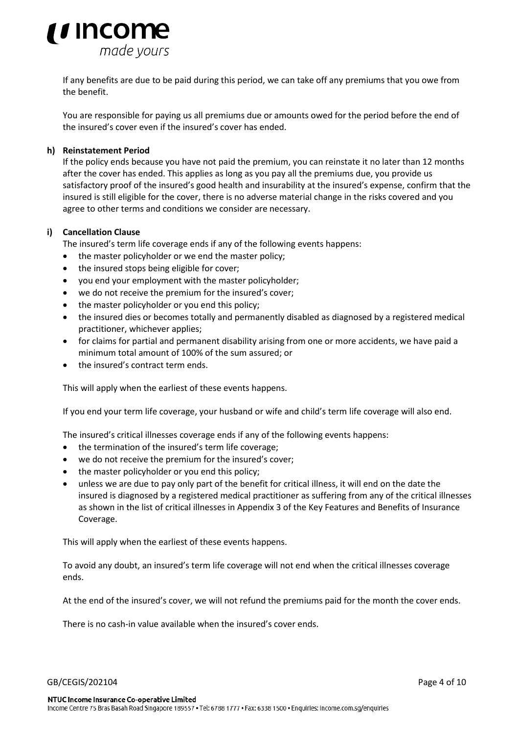If any benefits are due to be paid during this period, we can take off any premiums that you owe from the benefit.

You are responsible for paying us all premiums due or amounts owed for the period before the end of the insured's cover even if the insured's cover has ended.

**h) Reinstatement Period**

If the policy ends because you have not paid the premium, you can reinstate it no later than 12 months after the cover has ended. This applies as long as you pay all the premiums due, you provide us satisfactory proof of the insured's good health and insurability at the insured's expense, confirm that the insured is still eligible for the cover, there is no adverse material change in the risks covered and you agree to other terms and conditions we consider are necessary.

**i) Cancellation Clause**

The insured's term life coverage ends if any of the following events happens:

- the master policyholder or we end the master policy;
- the insured stops being eligible for cover;
- you end your employment with the master policyholder;
- we do not receive the premium for the insured's cover;
- the master policyholder or you end this policy;
- the insured dies or becomes totally and permanently disabled as diagnosed by a registered medical practitioner, whichever applies;
- for claims for partial and permanent disability arising from one or more accidents, we have paid a minimum total amount of 100% of the sum assured; or
- the insured's contract term ends.

This will apply when the earliest of these events happens.

If you end your term life coverage, your husband or wife and child's term life coverage will also end.

The insured's critical illnesses coverage ends if any of the following events happens:

- the termination of the insured's term life coverage;
- we do not receive the premium for the insured's cover;
- the master policyholder or you end this policy;
- unless we are due to pay only part of the benefit for critical illness, it will end on the date the insured is diagnosed by a registered medical practitioner as suffering from any of the critical illnesses as shown in the list of critical illnesses in Appendix 3 of the Key Features and Benefits of Insurance Coverage.

This will apply when the earliest of these events happens.

To avoid any doubt, an insured's term life coverage will not end when the critical illnesses coverage ends.

At the end of the insured's cover, we will not refund the premiums paid for the month the cover ends.

There is no cash-in value available when the insured's cover ends.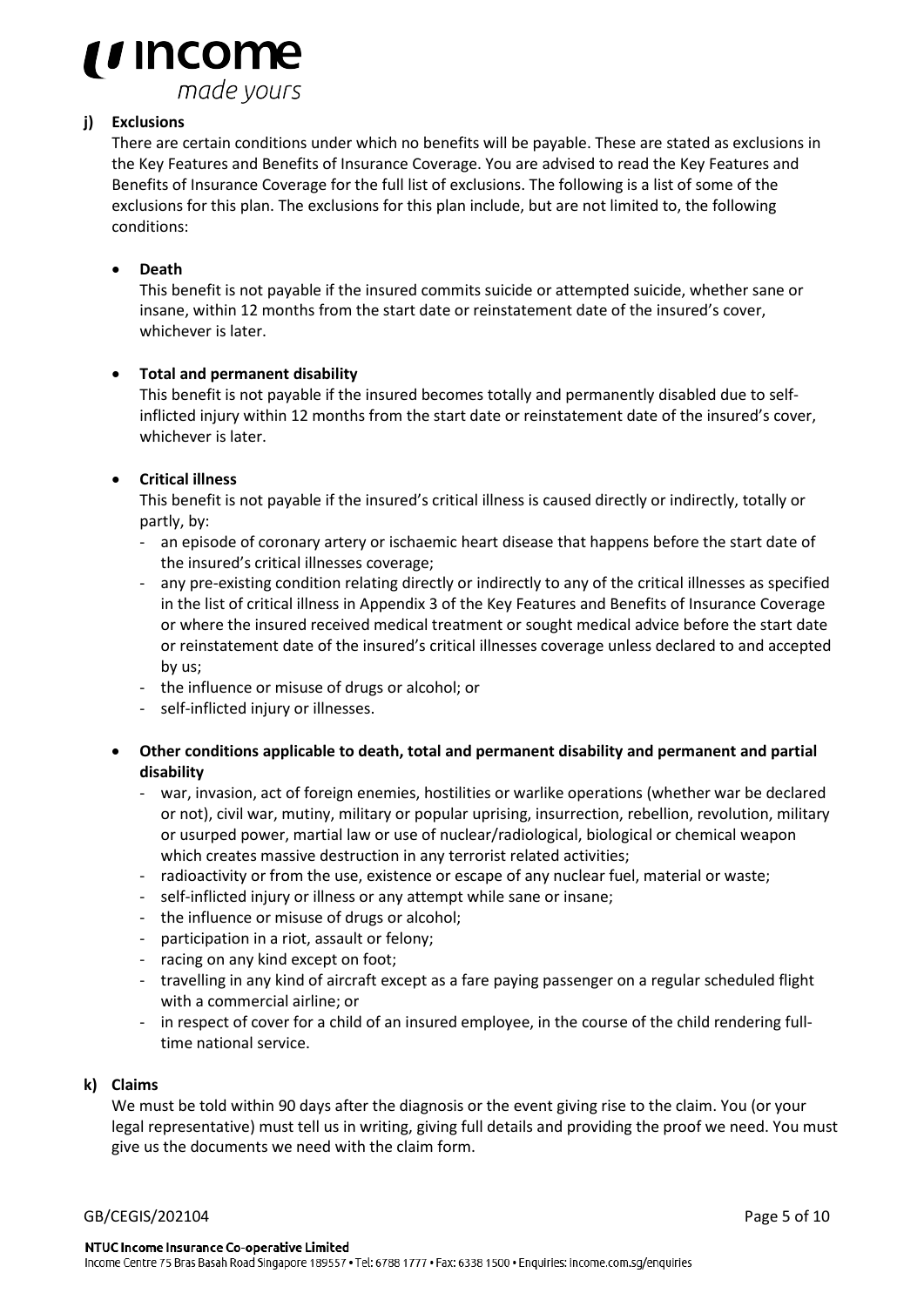**j) Exclusions**

There are certain conditions under which no benefits will be payable. These are stated as exclusions in the Key Features and Benefits of Insurance Coverage. You are advised to read the Key Features and Benefits of Insurance Coverage for the full list of exclusions. The following is a list of some of the exclusions for this plan. The exclusions for this plan include, but are not limited to, the following conditions:

- **Death**

  This benefit is not payable if the insured commits suicide or attempted suicide, whether sane or insane, within 12 months from the start date or reinstatement date of the insured's cover, whichever is later.

- **Total and permanent disability**

  This benefit is not payable if the insured becomes totally and permanently disabled due to self-inflicted injury within 12 months from the start date or reinstatement date of the insured's cover, whichever is later.

- **Critical illness**

  This benefit is not payable if the insured's critical illness is caused directly or indirectly, totally or partly, by:
  - an episode of coronary artery or ischaemic heart disease that happens before the start date of the insured's critical illnesses coverage;
  - any pre-existing condition relating directly or indirectly to any of the critical illnesses as specified in the list of critical illness in Appendix 3 of the Key Features and Benefits of Insurance Coverage or where the insured received medical treatment or sought medical advice before the start date or reinstatement date of the insured's critical illnesses coverage unless declared to and accepted by us;
  - the influence or misuse of drugs or alcohol; or
  - self-inflicted injury or illnesses.

- **Other conditions applicable to death, total and permanent disability and permanent and partial disability**
  - war, invasion, act of foreign enemies, hostilities or warlike operations (whether war be declared or not), civil war, mutiny, military or popular uprising, insurrection, rebellion, revolution, military or usurped power, martial law or use of nuclear/radiological, biological or chemical weapon which creates massive destruction in any terrorist related activities;
  - radioactivity or from the use, existence or escape of any nuclear fuel, material or waste;
  - self-inflicted injury or illness or any attempt while sane or insane;
  - the influence or misuse of drugs or alcohol;
  - participation in a riot, assault or felony;
  - racing on any kind except on foot;
  - travelling in any kind of aircraft except as a fare paying passenger on a regular scheduled flight with a commercial airline; or
  - in respect of cover for a child of an insured employee, in the course of the child rendering full-time national service.

**k) Claims**

We must be told within 90 days after the diagnosis or the event giving rise to the claim. You (or your legal representative) must tell us in writing, giving full details and providing the proof we need. You must give us the documents we need with the claim form.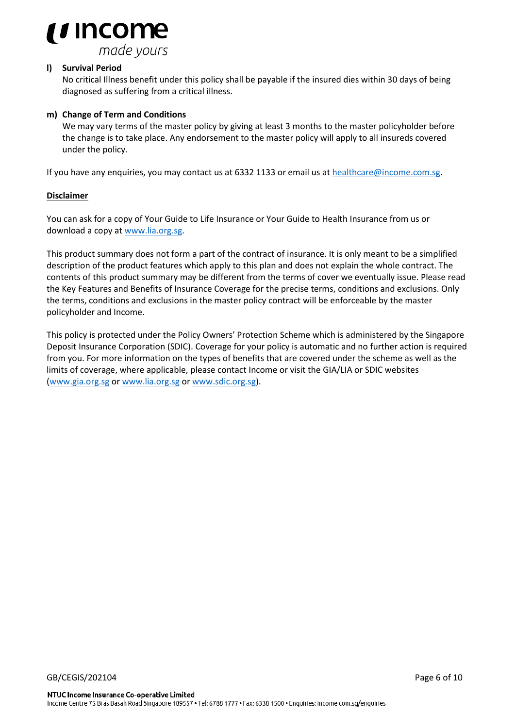**l) Survival Period**

No critical Illness benefit under this policy shall be payable if the insured dies within 30 days of being diagnosed as suffering from a critical illness.

**m) Change of Term and Conditions**

We may vary terms of the master policy by giving at least 3 months to the master policyholder before the change is to take place. Any endorsement to the master policy will apply to all insureds covered under the policy.

If you have any enquiries, you may contact us at 6332 1133 or email us at healthcare@income.com.sg.

**Disclaimer**

You can ask for a copy of Your Guide to Life Insurance or Your Guide to Health Insurance from us or download a copy at www.lia.org.sg.

This product summary does not form a part of the contract of insurance. It is only meant to be a simplified description of the product features which apply to this plan and does not explain the whole contract. The contents of this product summary may be different from the terms of cover we eventually issue. Please read the Key Features and Benefits of Insurance Coverage for the precise terms, conditions and exclusions. Only the terms, conditions and exclusions in the master policy contract will be enforceable by the master policyholder and Income.

This policy is protected under the Policy Owners' Protection Scheme which is administered by the Singapore Deposit Insurance Corporation (SDIC). Coverage for your policy is automatic and no further action is required from you. For more information on the types of benefits that are covered under the scheme as well as the limits of coverage, where applicable, please contact Income or visit the GIA/LIA or SDIC websites (www.gia.org.sg or www.lia.org.sg or www.sdic.org.sg).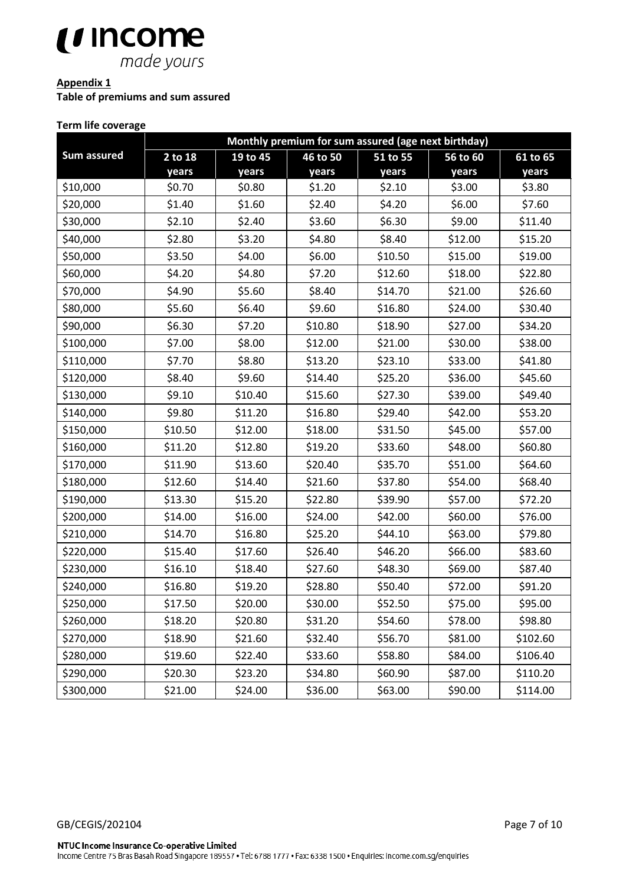**Appendix 1**

**Table of premiums and sum assured**

**Term life coverage**

| Sum assured | Monthly premium for sum assured (age next birthday) | | | | | |
|---|---|---|---|---|---|---|
| | 2 to 18 years | 19 to 45 years | 46 to 50 years | 51 to 55 years | 56 to 60 years | 61 to 65 years |
| $10,000 | $0.70 | $0.80 | $1.20 | $2.10 | $3.00 | $3.80 |
| $20,000 | $1.40 | $1.60 | $2.40 | $4.20 | $6.00 | $7.60 |
| $30,000 | $2.10 | $2.40 | $3.60 | $6.30 | $9.00 | $11.40 |
| $40,000 | $2.80 | $3.20 | $4.80 | $8.40 | $12.00 | $15.20 |
| $50,000 | $3.50 | $4.00 | $6.00 | $10.50 | $15.00 | $19.00 |
| $60,000 | $4.20 | $4.80 | $7.20 | $12.60 | $18.00 | $22.80 |
| $70,000 | $4.90 | $5.60 | $8.40 | $14.70 | $21.00 | $26.60 |
| $80,000 | $5.60 | $6.40 | $9.60 | $16.80 | $24.00 | $30.40 |
| $90,000 | $6.30 | $7.20 | $10.80 | $18.90 | $27.00 | $34.20 |
| $100,000 | $7.00 | $8.00 | $12.00 | $21.00 | $30.00 | $38.00 |
| $110,000 | $7.70 | $8.80 | $13.20 | $23.10 | $33.00 | $41.80 |
| $120,000 | $8.40 | $9.60 | $14.40 | $25.20 | $36.00 | $45.60 |
| $130,000 | $9.10 | $10.40 | $15.60 | $27.30 | $39.00 | $49.40 |
| $140,000 | $9.80 | $11.20 | $16.80 | $29.40 | $42.00 | $53.20 |
| $150,000 | $10.50 | $12.00 | $18.00 | $31.50 | $45.00 | $57.00 |
| $160,000 | $11.20 | $12.80 | $19.20 | $33.60 | $48.00 | $60.80 |
| $170,000 | $11.90 | $13.60 | $20.40 | $35.70 | $51.00 | $64.60 |
| $180,000 | $12.60 | $14.40 | $21.60 | $37.80 | $54.00 | $68.40 |
| $190,000 | $13.30 | $15.20 | $22.80 | $39.90 | $57.00 | $72.20 |
| $200,000 | $14.00 | $16.00 | $24.00 | $42.00 | $60.00 | $76.00 |
| $210,000 | $14.70 | $16.80 | $25.20 | $44.10 | $63.00 | $79.80 |
| $220,000 | $15.40 | $17.60 | $26.40 | $46.20 | $66.00 | $83.60 |
| $230,000 | $16.10 | $18.40 | $27.60 | $48.30 | $69.00 | $87.40 |
| $240,000 | $16.80 | $19.20 | $28.80 | $50.40 | $72.00 | $91.20 |
| $250,000 | $17.50 | $20.00 | $30.00 | $52.50 | $75.00 | $95.00 |
| $260,000 | $18.20 | $20.80 | $31.20 | $54.60 | $78.00 | $98.80 |
| $270,000 | $18.90 | $21.60 | $32.40 | $56.70 | $81.00 | $102.60 |
| $280,000 | $19.60 | $22.40 | $33.60 | $58.80 | $84.00 | $106.40 |
| $290,000 | $20.30 | $23.20 | $34.80 | $60.90 | $87.00 | $110.20 |
| $300,000 | $21.00 | $24.00 | $36.00 | $63.00 | $90.00 | $114.00 |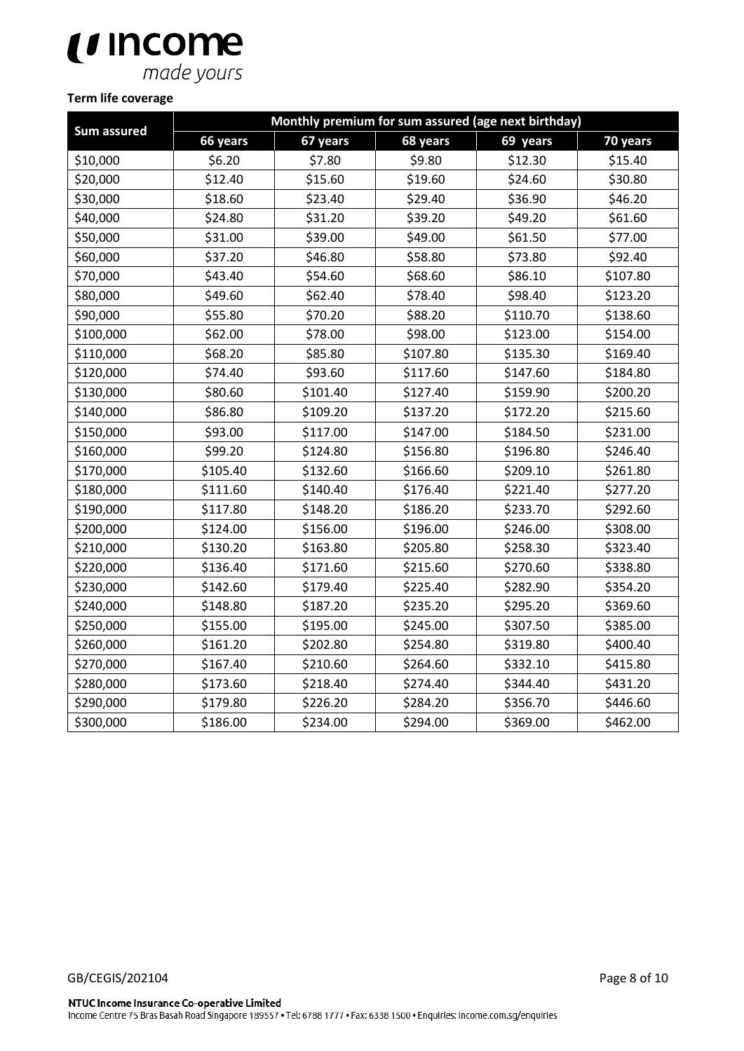**Term life coverage**

| Sum assured | Monthly premium for sum assured (age next birthday) | | | | |
|---|---|---|---|---|---|
| | 66 years | 67 years | 68 years | 69 years | 70 years |
| $10,000 | $6.20 | $7.80 | $9.80 | $12.30 | $15.40 |
| $20,000 | $12.40 | $15.60 | $19.60 | $24.60 | $30.80 |
| $30,000 | $18.60 | $23.40 | $29.40 | $36.90 | $46.20 |
| $40,000 | $24.80 | $31.20 | $39.20 | $49.20 | $61.60 |
| $50,000 | $31.00 | $39.00 | $49.00 | $61.50 | $77.00 |
| $60,000 | $37.20 | $46.80 | $58.80 | $73.80 | $92.40 |
| $70,000 | $43.40 | $54.60 | $68.60 | $86.10 | $107.80 |
| $80,000 | $49.60 | $62.40 | $78.40 | $98.40 | $123.20 |
| $90,000 | $55.80 | $70.20 | $88.20 | $110.70 | $138.60 |
| $100,000 | $62.00 | $78.00 | $98.00 | $123.00 | $154.00 |
| $110,000 | $68.20 | $85.80 | $107.80 | $135.30 | $169.40 |
| $120,000 | $74.40 | $93.60 | $117.60 | $147.60 | $184.80 |
| $130,000 | $80.60 | $101.40 | $127.40 | $159.90 | $200.20 |
| $140,000 | $86.80 | $109.20 | $137.20 | $172.20 | $215.60 |
| $150,000 | $93.00 | $117.00 | $147.00 | $184.50 | $231.00 |
| $160,000 | $99.20 | $124.80 | $156.80 | $196.80 | $246.40 |
| $170,000 | $105.40 | $132.60 | $166.60 | $209.10 | $261.80 |
| $180,000 | $111.60 | $140.40 | $176.40 | $221.40 | $277.20 |
| $190,000 | $117.80 | $148.20 | $186.20 | $233.70 | $292.60 |
| $200,000 | $124.00 | $156.00 | $196.00 | $246.00 | $308.00 |
| $210,000 | $130.20 | $163.80 | $205.80 | $258.30 | $323.40 |
| $220,000 | $136.40 | $171.60 | $215.60 | $270.60 | $338.80 |
| $230,000 | $142.60 | $179.40 | $225.40 | $282.90 | $354.20 |
| $240,000 | $148.80 | $187.20 | $235.20 | $295.20 | $369.60 |
| $250,000 | $155.00 | $195.00 | $245.00 | $307.50 | $385.00 |
| $260,000 | $161.20 | $202.80 | $254.80 | $319.80 | $400.40 |
| $270,000 | $167.40 | $210.60 | $264.60 | $332.10 | $415.80 |
| $280,000 | $173.60 | $218.40 | $274.40 | $344.40 | $431.20 |
| $290,000 | $179.80 | $226.20 | $284.20 | $356.70 | $446.60 |
| $300,000 | $186.00 | $234.00 | $294.00 | $369.00 | $462.00 |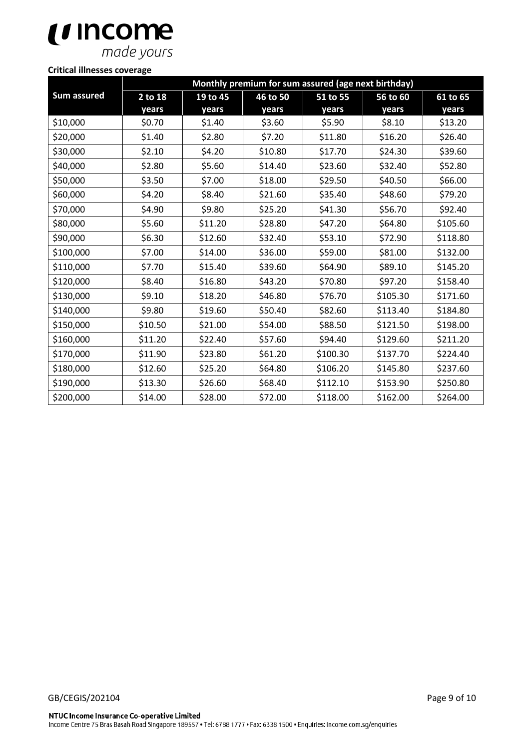**Critical illnesses coverage**

| Sum assured | Monthly premium for sum assured (age next birthday) | | | | | |
|---|---|---|---|---|---|---|
| | 2 to 18 years | 19 to 45 years | 46 to 50 years | 51 to 55 years | 56 to 60 years | 61 to 65 years |
| $10,000 | $0.70 | $1.40 | $3.60 | $5.90 | $8.10 | $13.20 |
| $20,000 | $1.40 | $2.80 | $7.20 | $11.80 | $16.20 | $26.40 |
| $30,000 | $2.10 | $4.20 | $10.80 | $17.70 | $24.30 | $39.60 |
| $40,000 | $2.80 | $5.60 | $14.40 | $23.60 | $32.40 | $52.80 |
| $50,000 | $3.50 | $7.00 | $18.00 | $29.50 | $40.50 | $66.00 |
| $60,000 | $4.20 | $8.40 | $21.60 | $35.40 | $48.60 | $79.20 |
| $70,000 | $4.90 | $9.80 | $25.20 | $41.30 | $56.70 | $92.40 |
| $80,000 | $5.60 | $11.20 | $28.80 | $47.20 | $64.80 | $105.60 |
| $90,000 | $6.30 | $12.60 | $32.40 | $53.10 | $72.90 | $118.80 |
| $100,000 | $7.00 | $14.00 | $36.00 | $59.00 | $81.00 | $132.00 |
| $110,000 | $7.70 | $15.40 | $39.60 | $64.90 | $89.10 | $145.20 |
| $120,000 | $8.40 | $16.80 | $43.20 | $70.80 | $97.20 | $158.40 |
| $130,000 | $9.10 | $18.20 | $46.80 | $76.70 | $105.30 | $171.60 |
| $140,000 | $9.80 | $19.60 | $50.40 | $82.60 | $113.40 | $184.80 |
| $150,000 | $10.50 | $21.00 | $54.00 | $88.50 | $121.50 | $198.00 |
| $160,000 | $11.20 | $22.40 | $57.60 | $94.40 | $129.60 | $211.20 |
| $170,000 | $11.90 | $23.80 | $61.20 | $100.30 | $137.70 | $224.40 |
| $180,000 | $12.60 | $25.20 | $64.80 | $106.20 | $145.80 | $237.60 |
| $190,000 | $13.30 | $26.60 | $68.40 | $112.10 | $153.90 | $250.80 |
| $200,000 | $14.00 | $28.00 | $72.00 | $118.00 | $162.00 | $264.00 |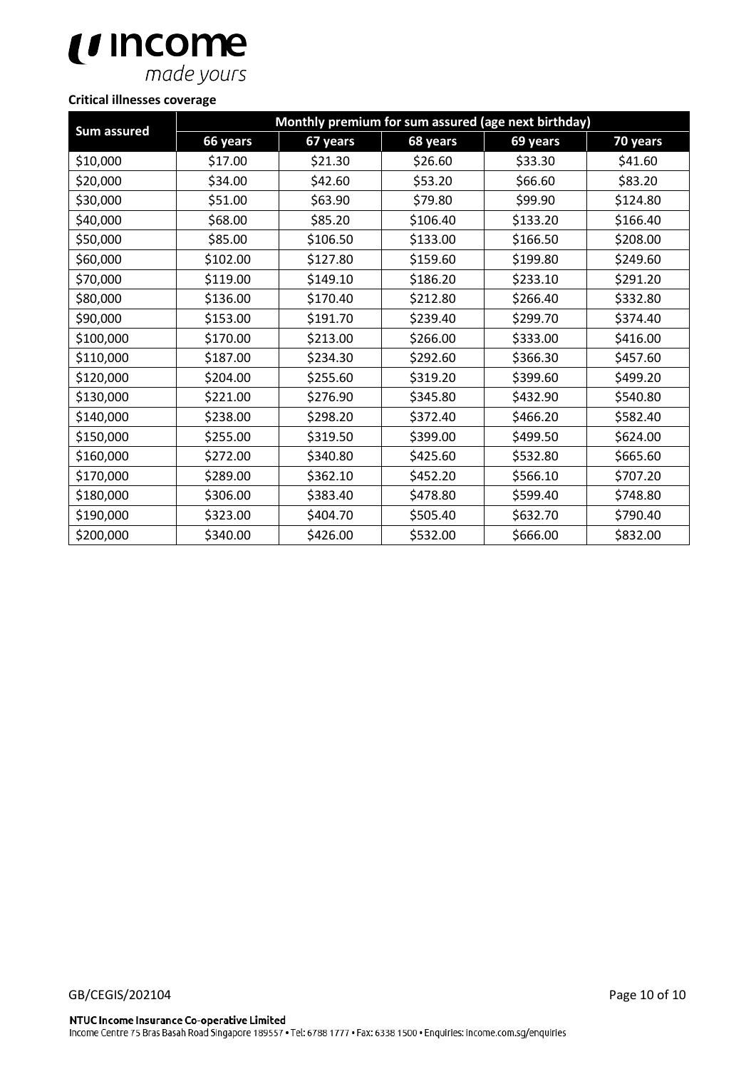**Critical illnesses coverage**

| Sum assured | Monthly premium for sum assured (age next birthday) | | | | |
|---|---|---|---|---|---|
| | 66 years | 67 years | 68 years | 69 years | 70 years |
| $10,000 | $17.00 | $21.30 | $26.60 | $33.30 | $41.60 |
| $20,000 | $34.00 | $42.60 | $53.20 | $66.60 | $83.20 |
| $30,000 | $51.00 | $63.90 | $79.80 | $99.90 | $124.80 |
| $40,000 | $68.00 | $85.20 | $106.40 | $133.20 | $166.40 |
| $50,000 | $85.00 | $106.50 | $133.00 | $166.50 | $208.00 |
| $60,000 | $102.00 | $127.80 | $159.60 | $199.80 | $249.60 |
| $70,000 | $119.00 | $149.10 | $186.20 | $233.10 | $291.20 |
| $80,000 | $136.00 | $170.40 | $212.80 | $266.40 | $332.80 |
| $90,000 | $153.00 | $191.70 | $239.40 | $299.70 | $374.40 |
| $100,000 | $170.00 | $213.00 | $266.00 | $333.00 | $416.00 |
| $110,000 | $187.00 | $234.30 | $292.60 | $366.30 | $457.60 |
| $120,000 | $204.00 | $255.60 | $319.20 | $399.60 | $499.20 |
| $130,000 | $221.00 | $276.90 | $345.80 | $432.90 | $540.80 |
| $140,000 | $238.00 | $298.20 | $372.40 | $466.20 | $582.40 |
| $150,000 | $255.00 | $319.50 | $399.00 | $499.50 | $624.00 |
| $160,000 | $272.00 | $340.80 | $425.60 | $532.80 | $665.60 |
| $170,000 | $289.00 | $362.10 | $452.20 | $566.10 | $707.20 |
| $180,000 | $306.00 | $383.40 | $478.80 | $599.40 | $748.80 |
| $190,000 | $323.00 | $404.70 | $505.40 | $632.70 | $790.40 |
| $200,000 | $340.00 | $426.00 | $532.00 | $666.00 | $832.00 |